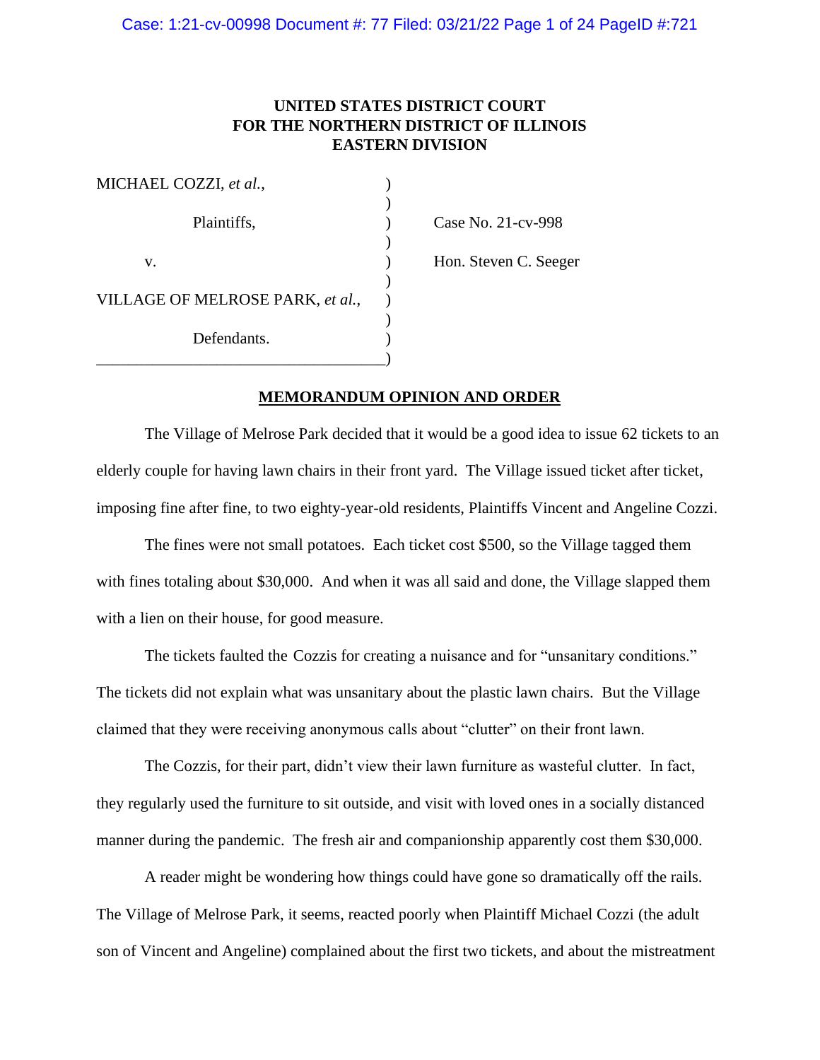**UNITED STATES DISTRICT COURT**
**FOR THE NORTHERN DISTRICT OF ILLINOIS**
**EASTERN DIVISION**

| | | |
|---|---|---|
| MICHAEL COZZI, *et al.*, | ) | |
| Plaintiffs, | ) | Case No. 21-cv-998 |
| v. | ) | Hon. Steven C. Seeger |
| VILLAGE OF MELROSE PARK, *et al.*, | ) | |
| Defendants. | ) | |

**MEMORANDUM OPINION AND ORDER**

The Village of Melrose Park decided that it would be a good idea to issue 62 tickets to an elderly couple for having lawn chairs in their front yard. The Village issued ticket after ticket, imposing fine after fine, to two eighty-year-old residents, Plaintiffs Vincent and Angeline Cozzi.

The fines were not small potatoes. Each ticket cost $500, so the Village tagged them with fines totaling about $30,000. And when it was all said and done, the Village slapped them with a lien on their house, for good measure.

The tickets faulted the Cozzis for creating a nuisance and for "unsanitary conditions." The tickets did not explain what was unsanitary about the plastic lawn chairs. But the Village claimed that they were receiving anonymous calls about "clutter" on their front lawn.

The Cozzis, for their part, didn't view their lawn furniture as wasteful clutter. In fact, they regularly used the furniture to sit outside, and visit with loved ones in a socially distanced manner during the pandemic. The fresh air and companionship apparently cost them $30,000.

A reader might be wondering how things could have gone so dramatically off the rails. The Village of Melrose Park, it seems, reacted poorly when Plaintiff Michael Cozzi (the adult son of Vincent and Angeline) complained about the first two tickets, and about the mistreatment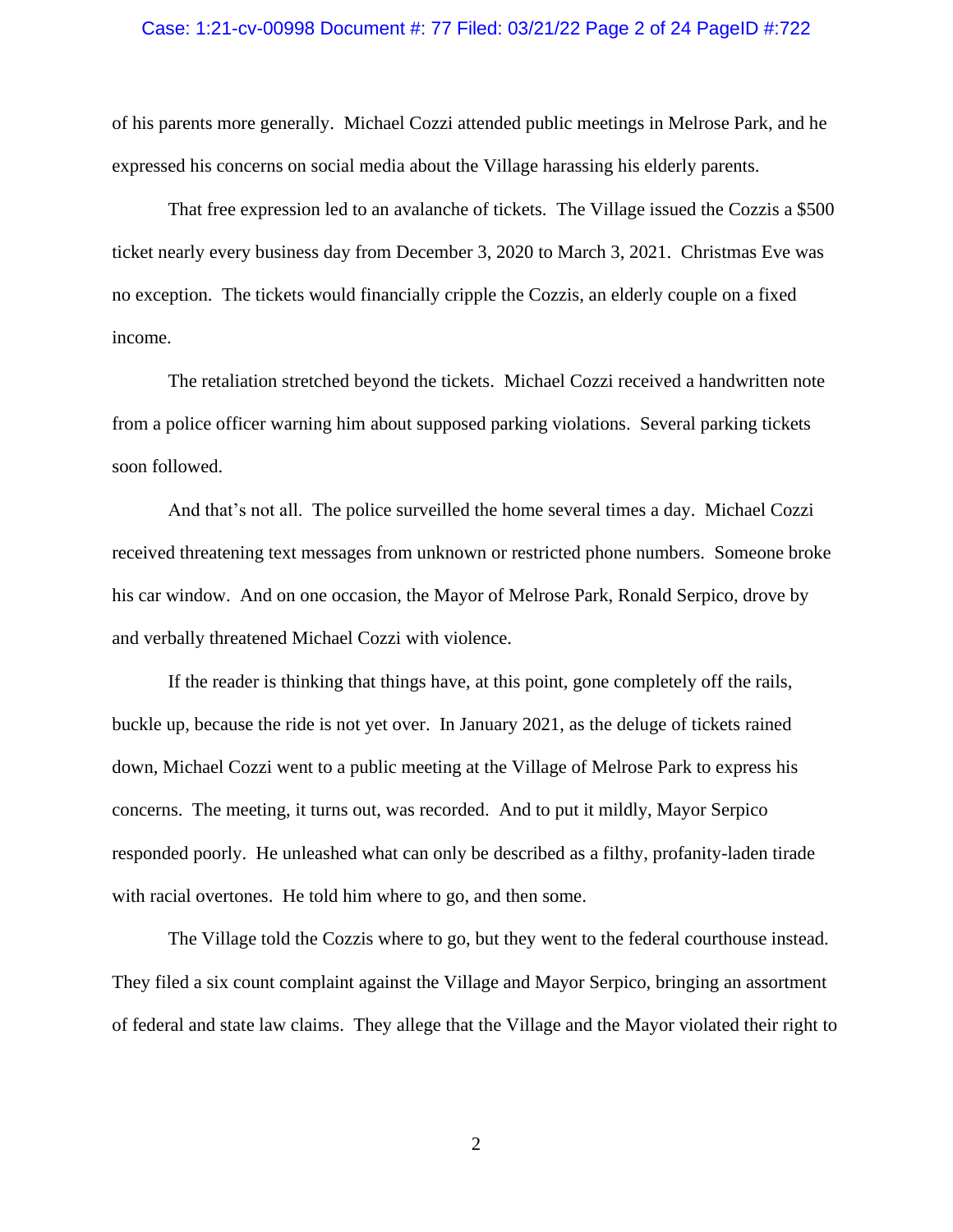of his parents more generally. Michael Cozzi attended public meetings in Melrose Park, and he expressed his concerns on social media about the Village harassing his elderly parents.

That free expression led to an avalanche of tickets. The Village issued the Cozzis a $500 ticket nearly every business day from December 3, 2020 to March 3, 2021. Christmas Eve was no exception. The tickets would financially cripple the Cozzis, an elderly couple on a fixed income.

The retaliation stretched beyond the tickets. Michael Cozzi received a handwritten note from a police officer warning him about supposed parking violations. Several parking tickets soon followed.

And that's not all. The police surveilled the home several times a day. Michael Cozzi received threatening text messages from unknown or restricted phone numbers. Someone broke his car window. And on one occasion, the Mayor of Melrose Park, Ronald Serpico, drove by and verbally threatened Michael Cozzi with violence.

If the reader is thinking that things have, at this point, gone completely off the rails, buckle up, because the ride is not yet over. In January 2021, as the deluge of tickets rained down, Michael Cozzi went to a public meeting at the Village of Melrose Park to express his concerns. The meeting, it turns out, was recorded. And to put it mildly, Mayor Serpico responded poorly. He unleashed what can only be described as a filthy, profanity-laden tirade with racial overtones. He told him where to go, and then some.

The Village told the Cozzis where to go, but they went to the federal courthouse instead. They filed a six count complaint against the Village and Mayor Serpico, bringing an assortment of federal and state law claims. They allege that the Village and the Mayor violated their right to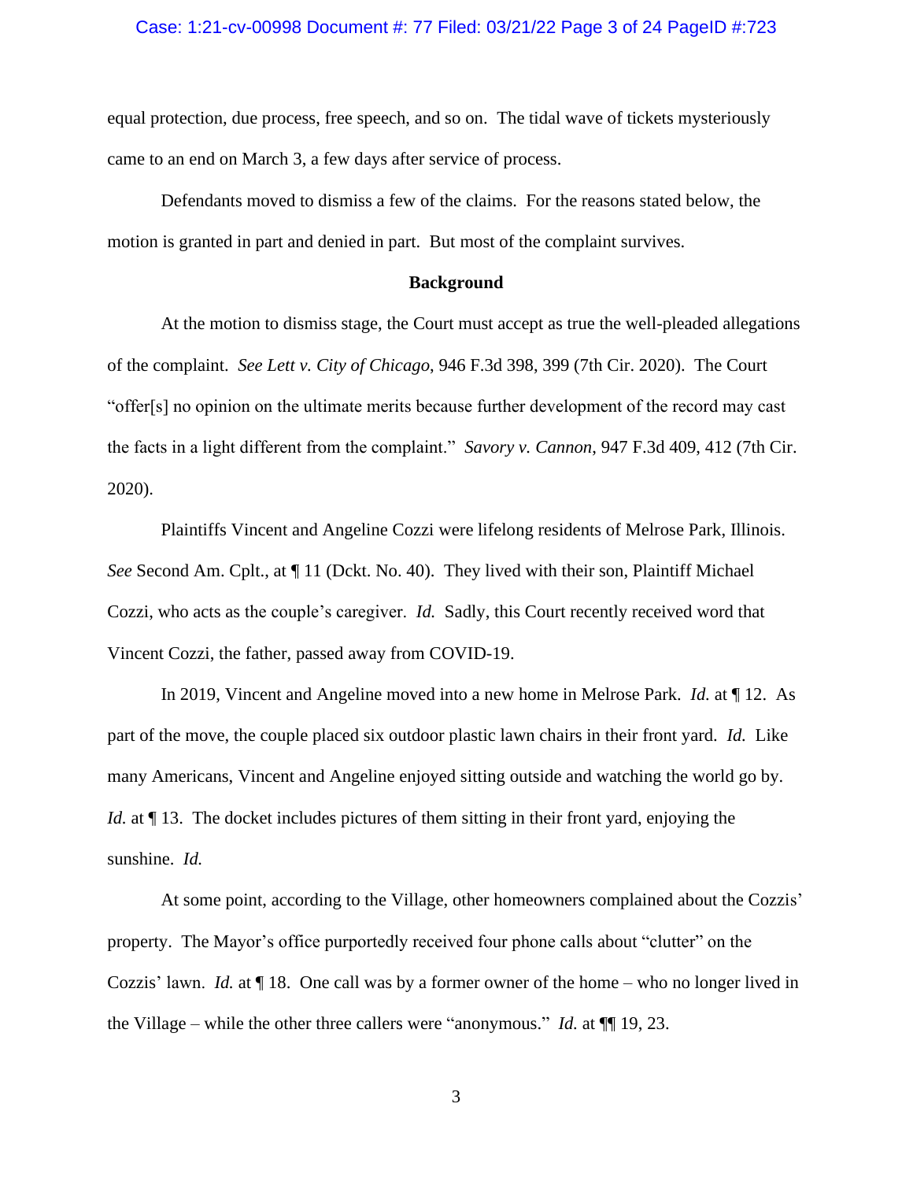equal protection, due process, free speech, and so on. The tidal wave of tickets mysteriously came to an end on March 3, a few days after service of process.

Defendants moved to dismiss a few of the claims. For the reasons stated below, the motion is granted in part and denied in part. But most of the complaint survives.

## Background

At the motion to dismiss stage, the Court must accept as true the well-pleaded allegations of the complaint. *See Lett v. City of Chicago*, 946 F.3d 398, 399 (7th Cir. 2020). The Court "offer[s] no opinion on the ultimate merits because further development of the record may cast the facts in a light different from the complaint." *Savory v. Cannon*, 947 F.3d 409, 412 (7th Cir. 2020).

Plaintiffs Vincent and Angeline Cozzi were lifelong residents of Melrose Park, Illinois. *See* Second Am. Cplt., at ¶ 11 (Dckt. No. 40). They lived with their son, Plaintiff Michael Cozzi, who acts as the couple's caregiver. *Id.* Sadly, this Court recently received word that Vincent Cozzi, the father, passed away from COVID-19.

In 2019, Vincent and Angeline moved into a new home in Melrose Park. *Id.* at ¶ 12. As part of the move, the couple placed six outdoor plastic lawn chairs in their front yard. *Id.* Like many Americans, Vincent and Angeline enjoyed sitting outside and watching the world go by. *Id.* at ¶ 13. The docket includes pictures of them sitting in their front yard, enjoying the sunshine. *Id.*

At some point, according to the Village, other homeowners complained about the Cozzis' property. The Mayor's office purportedly received four phone calls about "clutter" on the Cozzis' lawn. *Id.* at ¶ 18. One call was by a former owner of the home – who no longer lived in the Village – while the other three callers were "anonymous." *Id.* at ¶¶ 19, 23.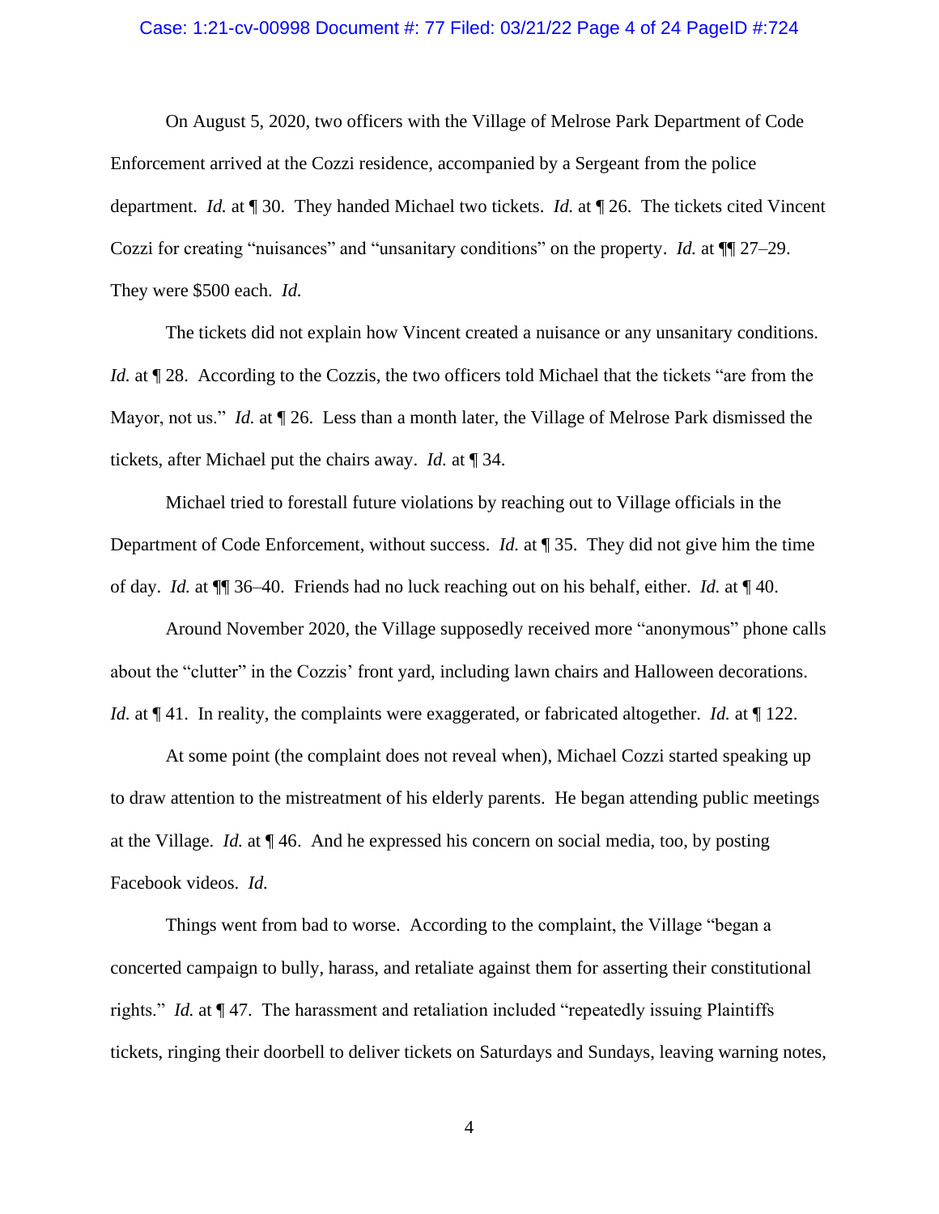On August 5, 2020, two officers with the Village of Melrose Park Department of Code Enforcement arrived at the Cozzi residence, accompanied by a Sergeant from the police department. *Id.* at ¶ 30. They handed Michael two tickets. *Id.* at ¶ 26. The tickets cited Vincent Cozzi for creating "nuisances" and "unsanitary conditions" on the property. *Id.* at ¶¶ 27–29. They were $500 each. *Id.*

The tickets did not explain how Vincent created a nuisance or any unsanitary conditions. *Id.* at ¶ 28. According to the Cozzis, the two officers told Michael that the tickets "are from the Mayor, not us." *Id.* at ¶ 26. Less than a month later, the Village of Melrose Park dismissed the tickets, after Michael put the chairs away. *Id.* at ¶ 34.

Michael tried to forestall future violations by reaching out to Village officials in the Department of Code Enforcement, without success. *Id.* at ¶ 35. They did not give him the time of day. *Id.* at ¶¶ 36–40. Friends had no luck reaching out on his behalf, either. *Id.* at ¶ 40.

Around November 2020, the Village supposedly received more "anonymous" phone calls about the "clutter" in the Cozzis' front yard, including lawn chairs and Halloween decorations. *Id.* at ¶ 41. In reality, the complaints were exaggerated, or fabricated altogether. *Id.* at ¶ 122.

At some point (the complaint does not reveal when), Michael Cozzi started speaking up to draw attention to the mistreatment of his elderly parents. He began attending public meetings at the Village. *Id.* at ¶ 46. And he expressed his concern on social media, too, by posting Facebook videos. *Id.*

Things went from bad to worse. According to the complaint, the Village "began a concerted campaign to bully, harass, and retaliate against them for asserting their constitutional rights." *Id.* at ¶ 47. The harassment and retaliation included "repeatedly issuing Plaintiffs tickets, ringing their doorbell to deliver tickets on Saturdays and Sundays, leaving warning notes,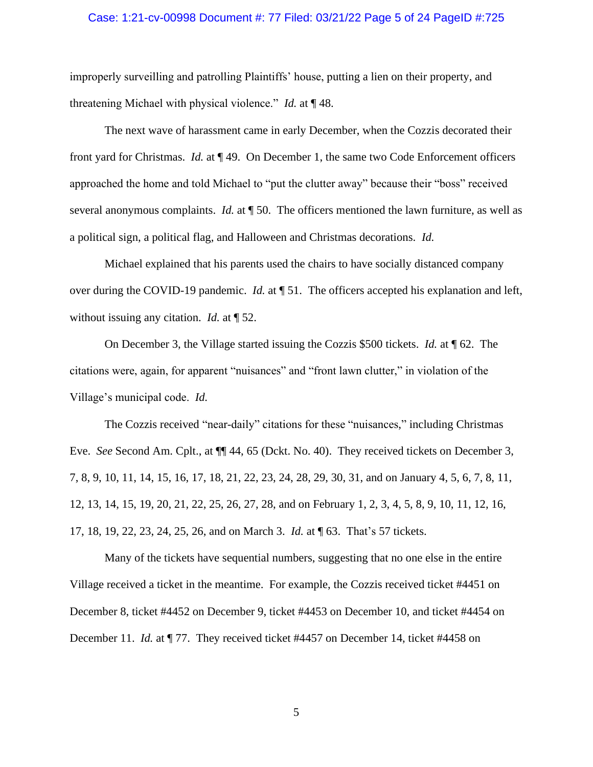improperly surveilling and patrolling Plaintiffs' house, putting a lien on their property, and threatening Michael with physical violence." *Id.* at ¶ 48.

The next wave of harassment came in early December, when the Cozzis decorated their front yard for Christmas. *Id.* at ¶ 49. On December 1, the same two Code Enforcement officers approached the home and told Michael to "put the clutter away" because their "boss" received several anonymous complaints. *Id.* at ¶ 50. The officers mentioned the lawn furniture, as well as a political sign, a political flag, and Halloween and Christmas decorations. *Id.*

Michael explained that his parents used the chairs to have socially distanced company over during the COVID-19 pandemic. *Id.* at ¶ 51. The officers accepted his explanation and left, without issuing any citation. *Id.* at ¶ 52.

On December 3, the Village started issuing the Cozzis $500 tickets. *Id.* at ¶ 62. The citations were, again, for apparent "nuisances" and "front lawn clutter," in violation of the Village's municipal code. *Id.*

The Cozzis received "near-daily" citations for these "nuisances," including Christmas Eve. *See* Second Am. Cplt., at ¶¶ 44, 65 (Dckt. No. 40). They received tickets on December 3, 7, 8, 9, 10, 11, 14, 15, 16, 17, 18, 21, 22, 23, 24, 28, 29, 30, 31, and on January 4, 5, 6, 7, 8, 11, 12, 13, 14, 15, 19, 20, 21, 22, 25, 26, 27, 28, and on February 1, 2, 3, 4, 5, 8, 9, 10, 11, 12, 16, 17, 18, 19, 22, 23, 24, 25, 26, and on March 3. *Id.* at ¶ 63. That's 57 tickets.

Many of the tickets have sequential numbers, suggesting that no one else in the entire Village received a ticket in the meantime. For example, the Cozzis received ticket #4451 on December 8, ticket #4452 on December 9, ticket #4453 on December 10, and ticket #4454 on December 11. *Id.* at ¶ 77. They received ticket #4457 on December 14, ticket #4458 on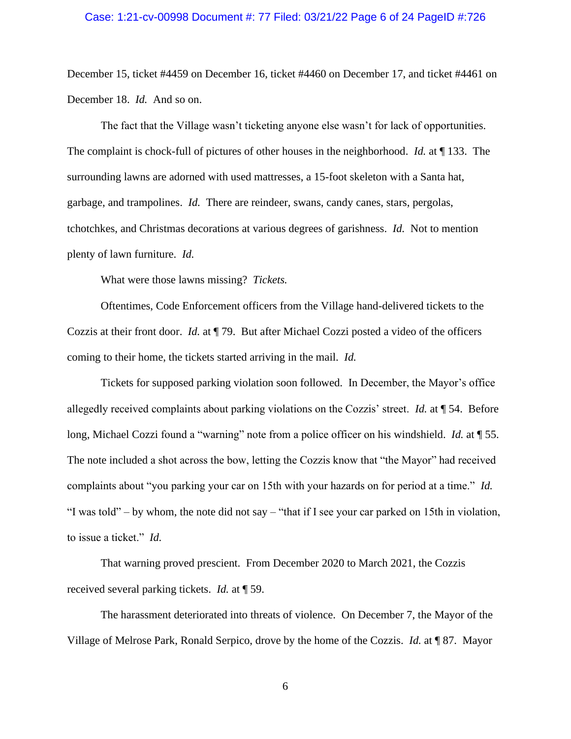December 15, ticket #4459 on December 16, ticket #4460 on December 17, and ticket #4461 on December 18. *Id.* And so on.

The fact that the Village wasn't ticketing anyone else wasn't for lack of opportunities. The complaint is chock-full of pictures of other houses in the neighborhood. *Id.* at ¶ 133. The surrounding lawns are adorned with used mattresses, a 15-foot skeleton with a Santa hat, garbage, and trampolines. *Id.* There are reindeer, swans, candy canes, stars, pergolas, tchotchkes, and Christmas decorations at various degrees of garishness. *Id.* Not to mention plenty of lawn furniture. *Id.*

What were those lawns missing? *Tickets.*

Oftentimes, Code Enforcement officers from the Village hand-delivered tickets to the Cozzis at their front door. *Id.* at ¶ 79. But after Michael Cozzi posted a video of the officers coming to their home, the tickets started arriving in the mail. *Id.*

Tickets for supposed parking violation soon followed. In December, the Mayor's office allegedly received complaints about parking violations on the Cozzis' street. *Id.* at ¶ 54. Before long, Michael Cozzi found a "warning" note from a police officer on his windshield. *Id.* at ¶ 55. The note included a shot across the bow, letting the Cozzis know that "the Mayor" had received complaints about "you parking your car on 15th with your hazards on for period at a time." *Id.* "I was told" – by whom, the note did not say – "that if I see your car parked on 15th in violation, to issue a ticket." *Id.*

That warning proved prescient. From December 2020 to March 2021, the Cozzis received several parking tickets. *Id.* at ¶ 59.

The harassment deteriorated into threats of violence. On December 7, the Mayor of the Village of Melrose Park, Ronald Serpico, drove by the home of the Cozzis. *Id.* at ¶ 87. Mayor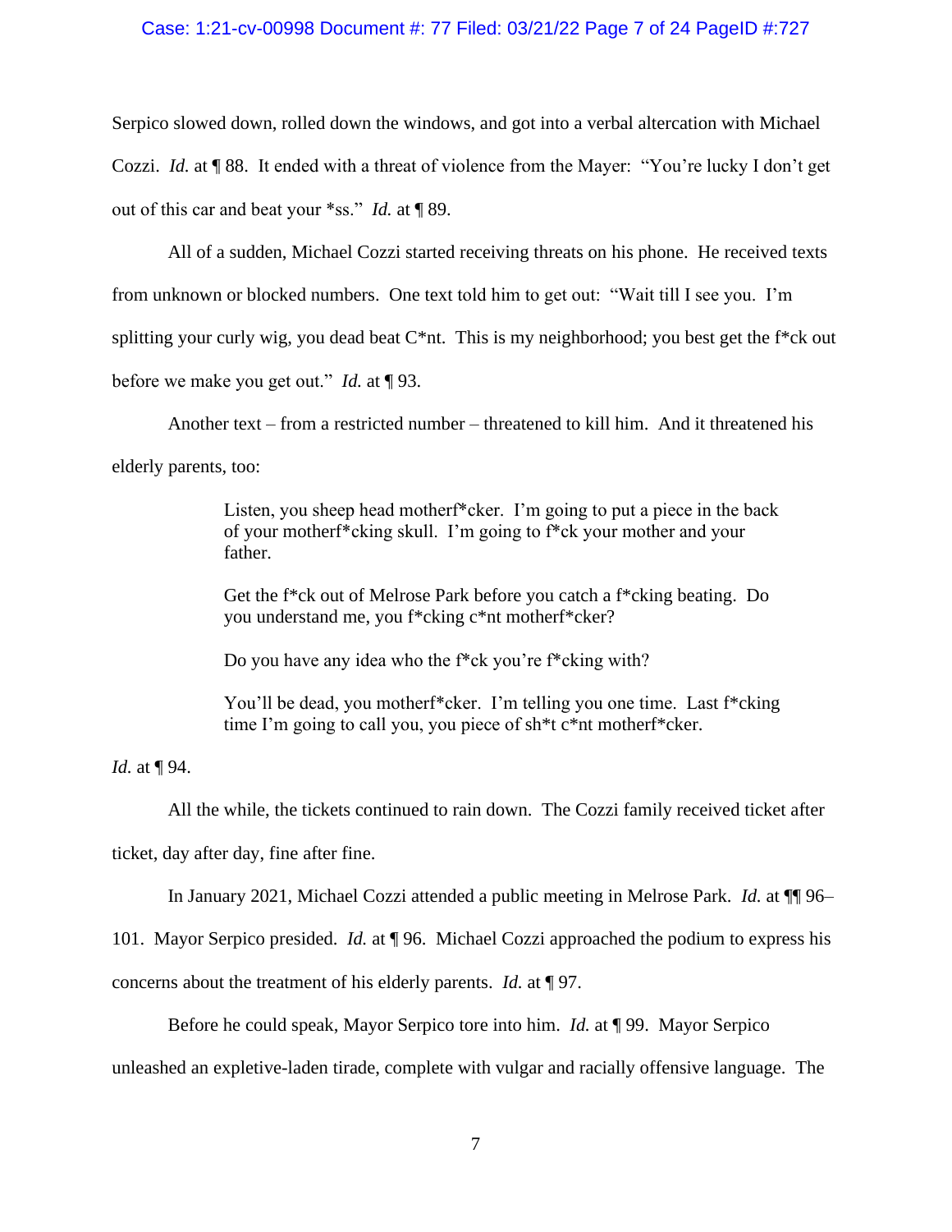Serpico slowed down, rolled down the windows, and got into a verbal altercation with Michael Cozzi. *Id.* at ¶ 88. It ended with a threat of violence from the Mayer: "You're lucky I don't get out of this car and beat your *ss." *Id.* at ¶ 89.

All of a sudden, Michael Cozzi started receiving threats on his phone. He received texts from unknown or blocked numbers. One text told him to get out: "Wait till I see you. I'm splitting your curly wig, you dead beat C*nt. This is my neighborhood; you best get the f*ck out before we make you get out." *Id.* at ¶ 93.

Another text – from a restricted number – threatened to kill him. And it threatened his elderly parents, too:

> Listen, you sheep head motherf*cker. I'm going to put a piece in the back of your motherf*cking skull. I'm going to f*ck your mother and your father.
>
> Get the f*ck out of Melrose Park before you catch a f*cking beating. Do you understand me, you f*cking c*nt motherf*cker?
>
> Do you have any idea who the f*ck you're f*cking with?
>
> You'll be dead, you motherf*cker. I'm telling you one time. Last f*cking time I'm going to call you, you piece of sh*t c*nt motherf*cker.

*Id.* at ¶ 94.

All the while, the tickets continued to rain down. The Cozzi family received ticket after ticket, day after day, fine after fine.

In January 2021, Michael Cozzi attended a public meeting in Melrose Park. *Id.* at ¶¶ 96–101. Mayor Serpico presided. *Id.* at ¶ 96. Michael Cozzi approached the podium to express his concerns about the treatment of his elderly parents. *Id.* at ¶ 97.

Before he could speak, Mayor Serpico tore into him. *Id.* at ¶ 99. Mayor Serpico unleashed an expletive-laden tirade, complete with vulgar and racially offensive language. The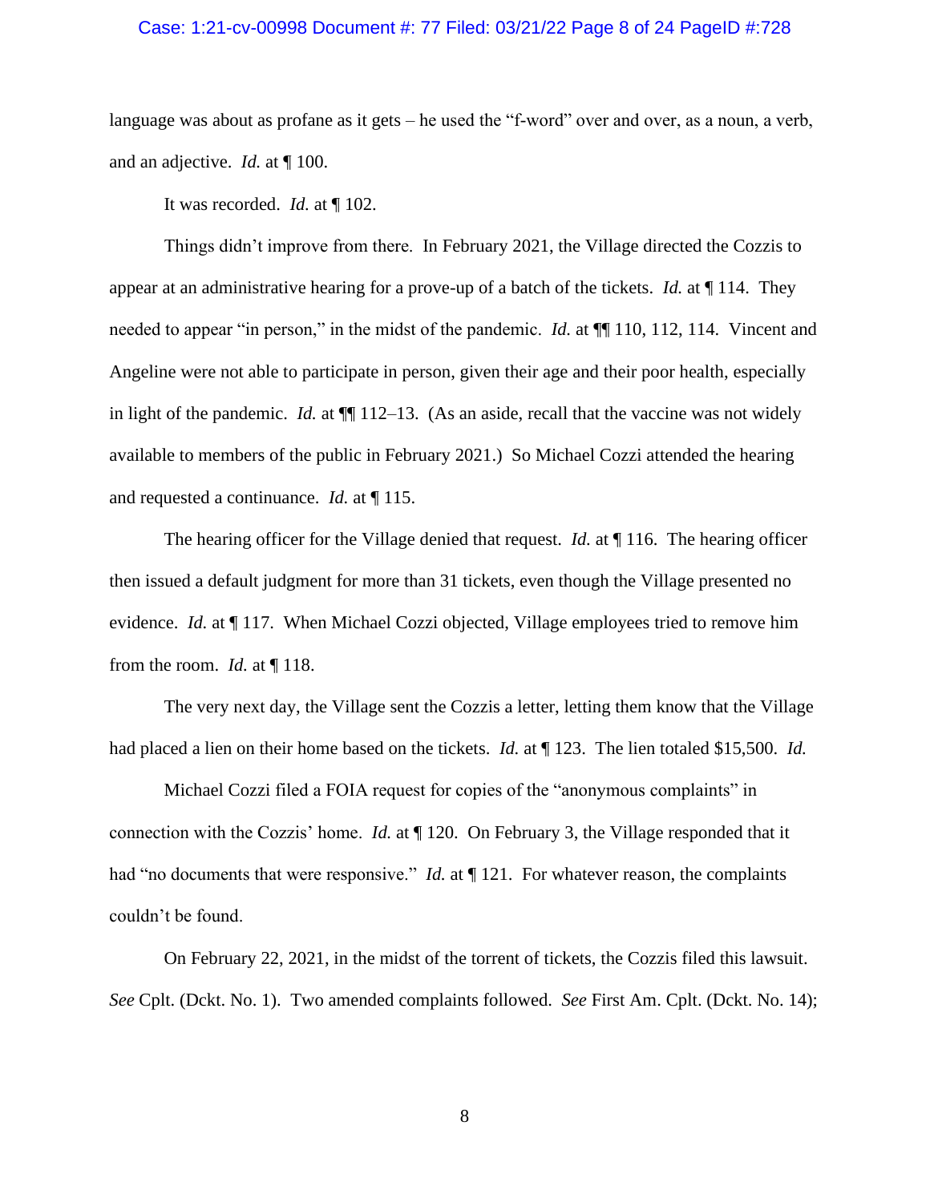language was about as profane as it gets – he used the "f-word" over and over, as a noun, a verb, and an adjective. *Id.* at ¶ 100.

It was recorded. *Id.* at ¶ 102.

Things didn't improve from there. In February 2021, the Village directed the Cozzis to appear at an administrative hearing for a prove-up of a batch of the tickets. *Id.* at ¶ 114. They needed to appear "in person," in the midst of the pandemic. *Id.* at ¶¶ 110, 112, 114. Vincent and Angeline were not able to participate in person, given their age and their poor health, especially in light of the pandemic. *Id.* at ¶¶ 112–13. (As an aside, recall that the vaccine was not widely available to members of the public in February 2021.) So Michael Cozzi attended the hearing and requested a continuance. *Id.* at ¶ 115.

The hearing officer for the Village denied that request. *Id.* at ¶ 116. The hearing officer then issued a default judgment for more than 31 tickets, even though the Village presented no evidence. *Id.* at ¶ 117. When Michael Cozzi objected, Village employees tried to remove him from the room. *Id.* at ¶ 118.

The very next day, the Village sent the Cozzis a letter, letting them know that the Village had placed a lien on their home based on the tickets. *Id.* at ¶ 123. The lien totaled $15,500. *Id.*

Michael Cozzi filed a FOIA request for copies of the "anonymous complaints" in connection with the Cozzis' home. *Id.* at ¶ 120. On February 3, the Village responded that it had "no documents that were responsive." *Id.* at ¶ 121. For whatever reason, the complaints couldn't be found.

On February 22, 2021, in the midst of the torrent of tickets, the Cozzis filed this lawsuit. *See* Cplt. (Dckt. No. 1). Two amended complaints followed. *See* First Am. Cplt. (Dckt. No. 14);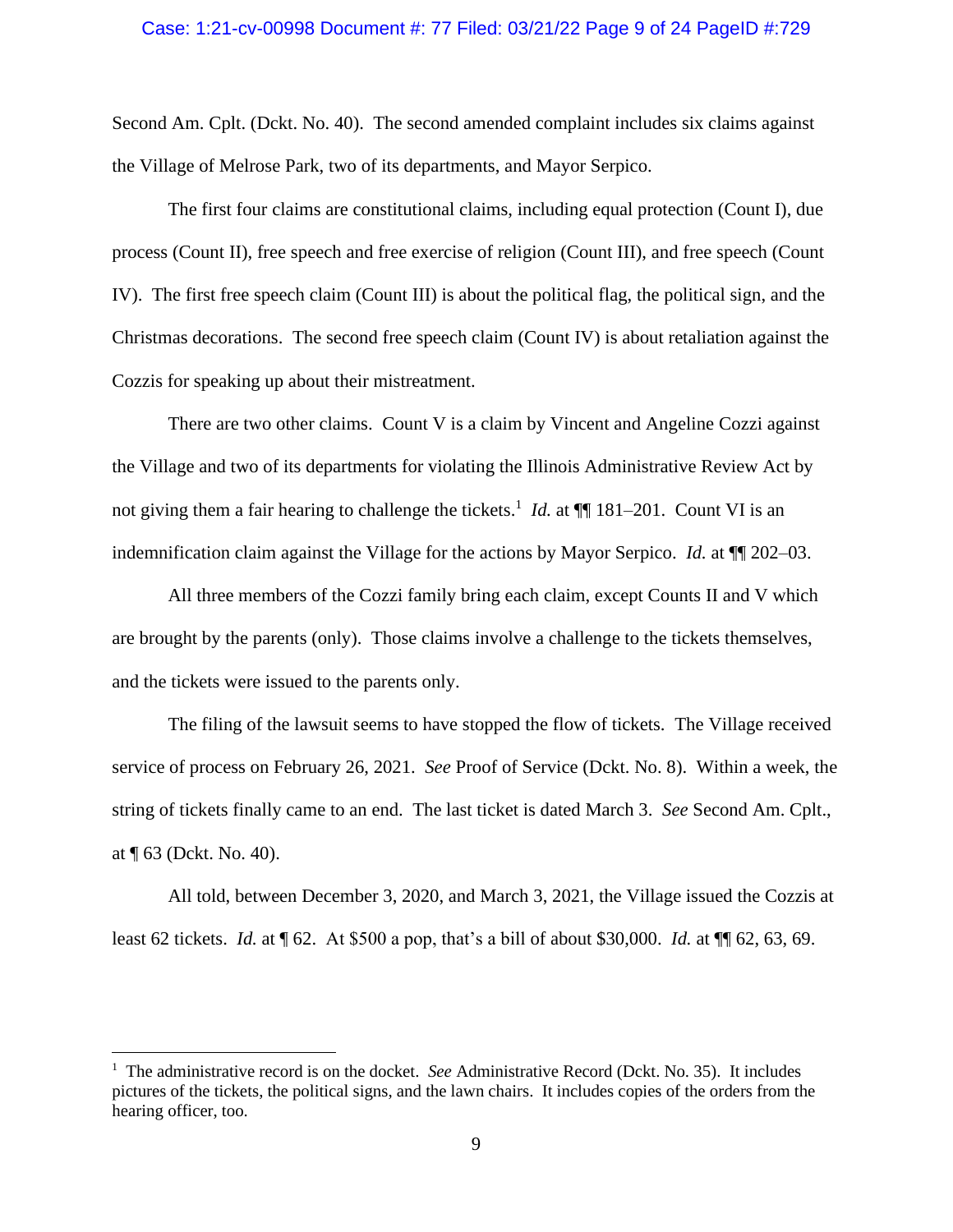Second Am. Cplt. (Dckt. No. 40). The second amended complaint includes six claims against the Village of Melrose Park, two of its departments, and Mayor Serpico.

The first four claims are constitutional claims, including equal protection (Count I), due process (Count II), free speech and free exercise of religion (Count III), and free speech (Count IV). The first free speech claim (Count III) is about the political flag, the political sign, and the Christmas decorations. The second free speech claim (Count IV) is about retaliation against the Cozzis for speaking up about their mistreatment.

There are two other claims. Count V is a claim by Vincent and Angeline Cozzi against the Village and two of its departments for violating the Illinois Administrative Review Act by not giving them a fair hearing to challenge the tickets.[1] *Id.* at ¶¶ 181–201. Count VI is an indemnification claim against the Village for the actions by Mayor Serpico. *Id.* at ¶¶ 202–03.

All three members of the Cozzi family bring each claim, except Counts II and V which are brought by the parents (only). Those claims involve a challenge to the tickets themselves, and the tickets were issued to the parents only.

The filing of the lawsuit seems to have stopped the flow of tickets. The Village received service of process on February 26, 2021. *See* Proof of Service (Dckt. No. 8). Within a week, the string of tickets finally came to an end. The last ticket is dated March 3. *See* Second Am. Cplt., at ¶ 63 (Dckt. No. 40).

All told, between December 3, 2020, and March 3, 2021, the Village issued the Cozzis at least 62 tickets. *Id.* at ¶ 62. At $500 a pop, that's a bill of about $30,000. *Id.* at ¶¶ 62, 63, 69.

---

[1] The administrative record is on the docket. *See* Administrative Record (Dckt. No. 35). It includes pictures of the tickets, the political signs, and the lawn chairs. It includes copies of the orders from the hearing officer, too.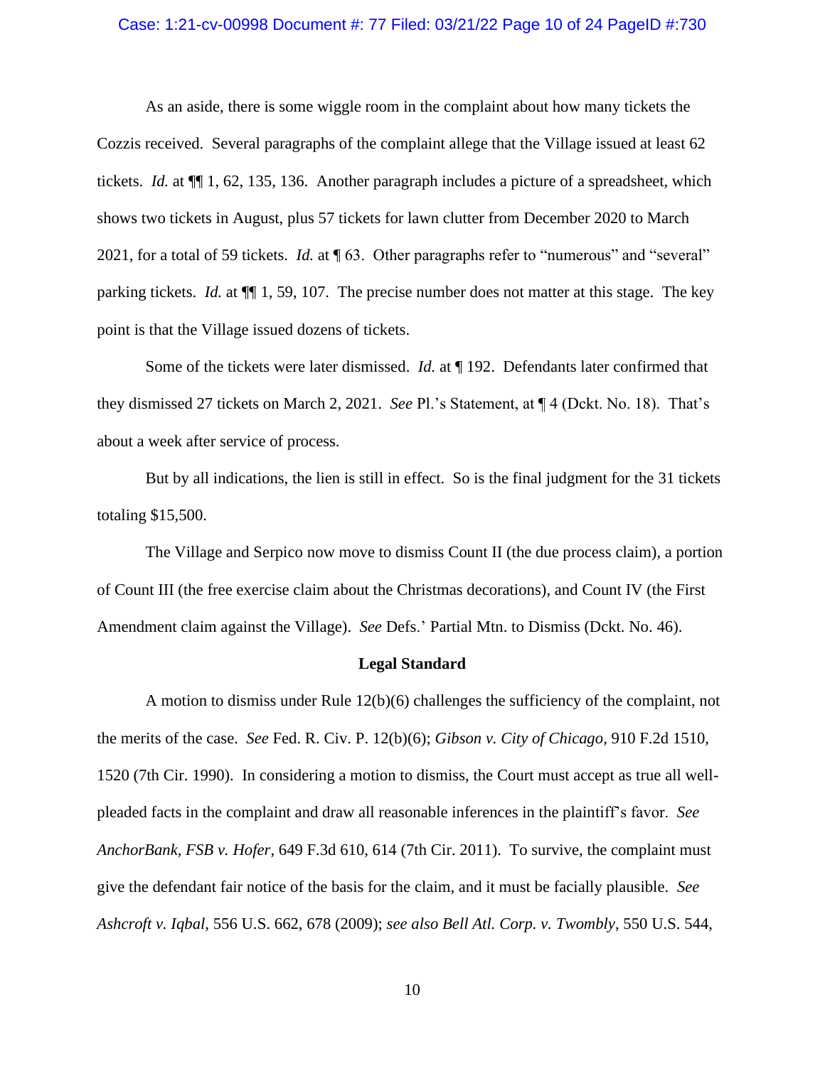As an aside, there is some wiggle room in the complaint about how many tickets the Cozzis received. Several paragraphs of the complaint allege that the Village issued at least 62 tickets. *Id.* at ¶¶ 1, 62, 135, 136. Another paragraph includes a picture of a spreadsheet, which shows two tickets in August, plus 57 tickets for lawn clutter from December 2020 to March 2021, for a total of 59 tickets. *Id.* at ¶ 63. Other paragraphs refer to "numerous" and "several" parking tickets. *Id.* at ¶¶ 1, 59, 107. The precise number does not matter at this stage. The key point is that the Village issued dozens of tickets.

Some of the tickets were later dismissed. *Id.* at ¶ 192. Defendants later confirmed that they dismissed 27 tickets on March 2, 2021. *See* Pl.'s Statement, at ¶ 4 (Dckt. No. 18). That's about a week after service of process.

But by all indications, the lien is still in effect. So is the final judgment for the 31 tickets totaling $15,500.

The Village and Serpico now move to dismiss Count II (the due process claim), a portion of Count III (the free exercise claim about the Christmas decorations), and Count IV (the First Amendment claim against the Village). *See* Defs.' Partial Mtn. to Dismiss (Dckt. No. 46).

**Legal Standard**

A motion to dismiss under Rule 12(b)(6) challenges the sufficiency of the complaint, not the merits of the case. *See* Fed. R. Civ. P. 12(b)(6); *Gibson v. City of Chicago*, 910 F.2d 1510, 1520 (7th Cir. 1990). In considering a motion to dismiss, the Court must accept as true all well-pleaded facts in the complaint and draw all reasonable inferences in the plaintiff's favor. *See AnchorBank, FSB v. Hofer*, 649 F.3d 610, 614 (7th Cir. 2011). To survive, the complaint must give the defendant fair notice of the basis for the claim, and it must be facially plausible. *See Ashcroft v. Iqbal*, 556 U.S. 662, 678 (2009); *see also Bell Atl. Corp. v. Twombly*, 550 U.S. 544,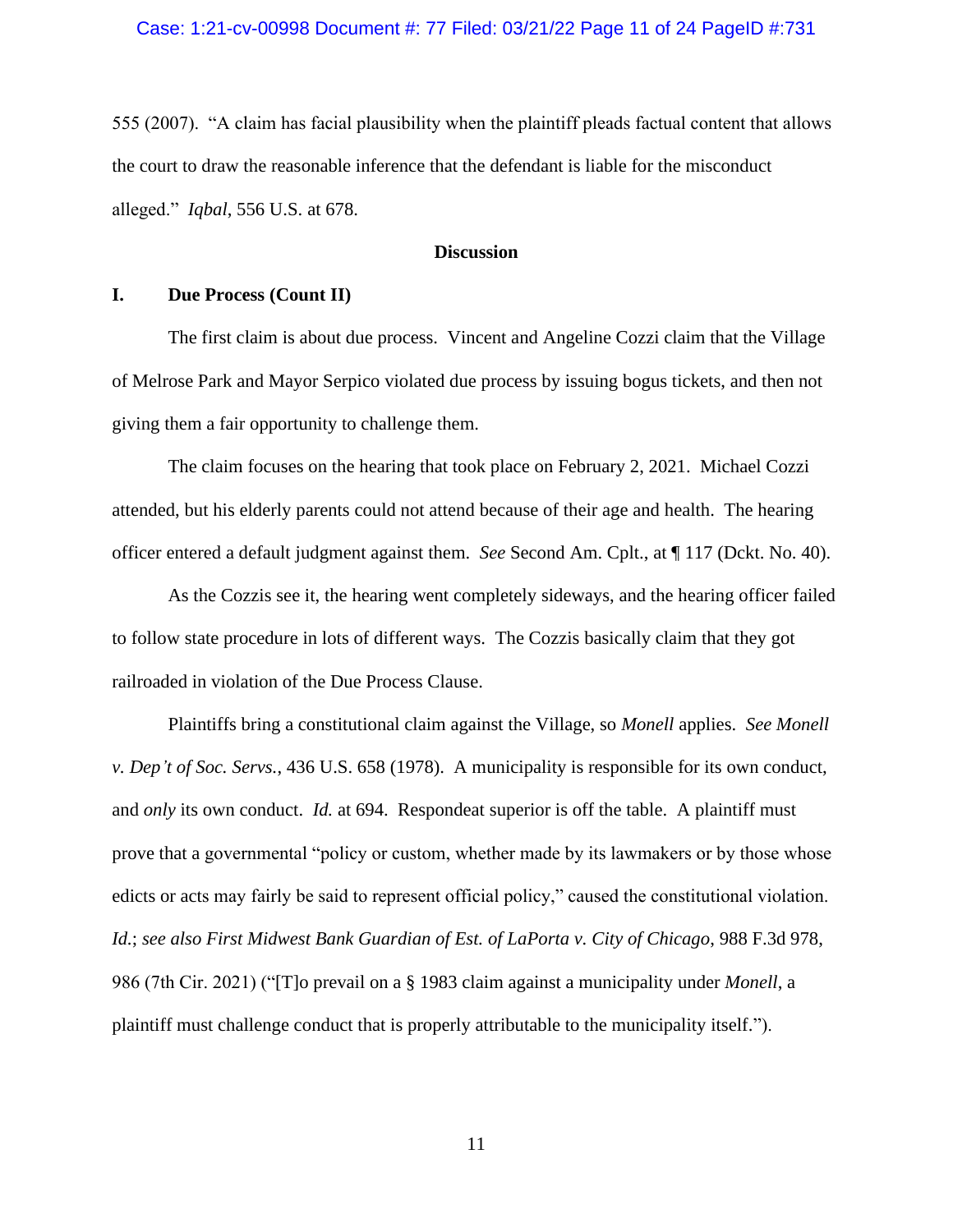555 (2007). "A claim has facial plausibility when the plaintiff pleads factual content that allows the court to draw the reasonable inference that the defendant is liable for the misconduct alleged." *Iqbal*, 556 U.S. at 678.

## Discussion

### I. Due Process (Count II)

The first claim is about due process. Vincent and Angeline Cozzi claim that the Village of Melrose Park and Mayor Serpico violated due process by issuing bogus tickets, and then not giving them a fair opportunity to challenge them.

The claim focuses on the hearing that took place on February 2, 2021. Michael Cozzi attended, but his elderly parents could not attend because of their age and health. The hearing officer entered a default judgment against them. *See* Second Am. Cplt., at ¶ 117 (Dckt. No. 40).

As the Cozzis see it, the hearing went completely sideways, and the hearing officer failed to follow state procedure in lots of different ways. The Cozzis basically claim that they got railroaded in violation of the Due Process Clause.

Plaintiffs bring a constitutional claim against the Village, so *Monell* applies. *See Monell v. Dep't of Soc. Servs.*, 436 U.S. 658 (1978). A municipality is responsible for its own conduct, and *only* its own conduct. *Id.* at 694. Respondeat superior is off the table. A plaintiff must prove that a governmental "policy or custom, whether made by its lawmakers or by those whose edicts or acts may fairly be said to represent official policy," caused the constitutional violation. *Id.*; *see also First Midwest Bank Guardian of Est. of LaPorta v. City of Chicago*, 988 F.3d 978, 986 (7th Cir. 2021) ("[T]o prevail on a § 1983 claim against a municipality under *Monell*, a plaintiff must challenge conduct that is properly attributable to the municipality itself.").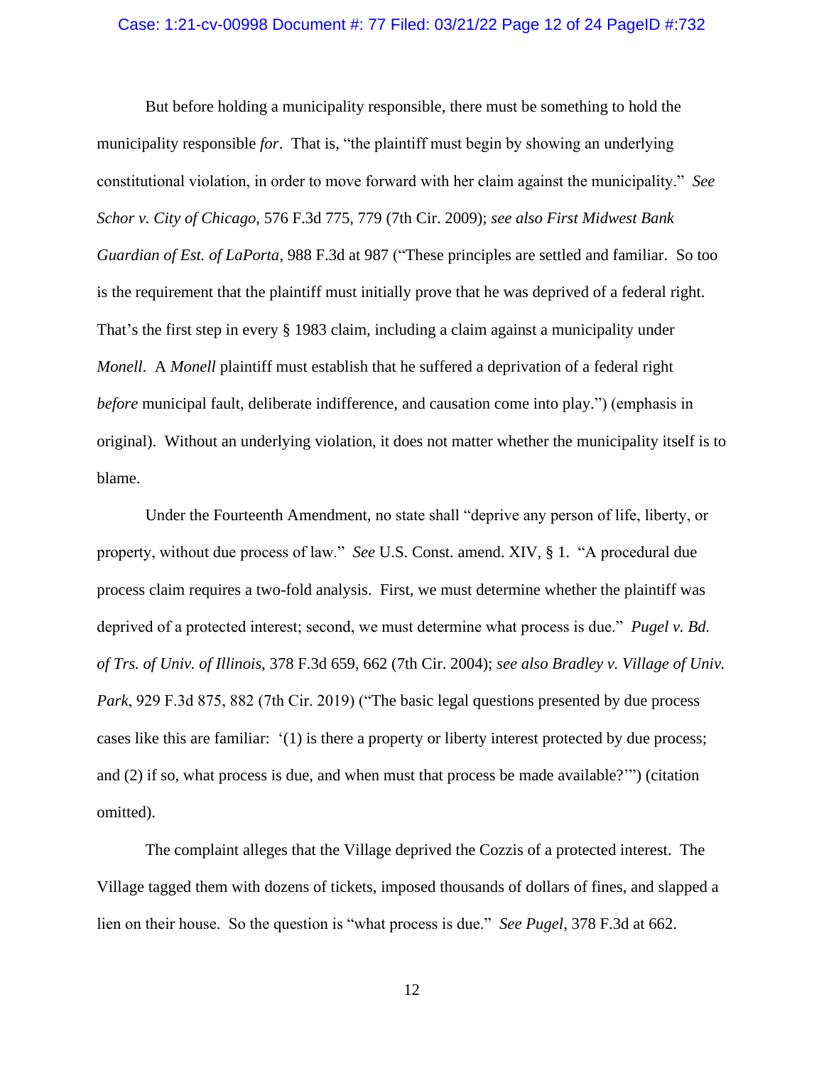But before holding a municipality responsible, there must be something to hold the municipality responsible *for*. That is, "the plaintiff must begin by showing an underlying constitutional violation, in order to move forward with her claim against the municipality." *See Schor v. City of Chicago*, 576 F.3d 775, 779 (7th Cir. 2009); *see also First Midwest Bank Guardian of Est. of LaPorta*, 988 F.3d at 987 ("These principles are settled and familiar. So too is the requirement that the plaintiff must initially prove that he was deprived of a federal right. That's the first step in every § 1983 claim, including a claim against a municipality under *Monell*. A *Monell* plaintiff must establish that he suffered a deprivation of a federal right *before* municipal fault, deliberate indifference, and causation come into play.") (emphasis in original). Without an underlying violation, it does not matter whether the municipality itself is to blame.

Under the Fourteenth Amendment, no state shall "deprive any person of life, liberty, or property, without due process of law." *See* U.S. Const. amend. XIV, § 1. "A procedural due process claim requires a two-fold analysis. First, we must determine whether the plaintiff was deprived of a protected interest; second, we must determine what process is due." *Pugel v. Bd. of Trs. of Univ. of Illinois*, 378 F.3d 659, 662 (7th Cir. 2004); *see also Bradley v. Village of Univ. Park*, 929 F.3d 875, 882 (7th Cir. 2019) ("The basic legal questions presented by due process cases like this are familiar: '(1) is there a property or liberty interest protected by due process; and (2) if so, what process is due, and when must that process be made available?'") (citation omitted).

The complaint alleges that the Village deprived the Cozzis of a protected interest. The Village tagged them with dozens of tickets, imposed thousands of dollars of fines, and slapped a lien on their house. So the question is "what process is due." *See Pugel*, 378 F.3d at 662.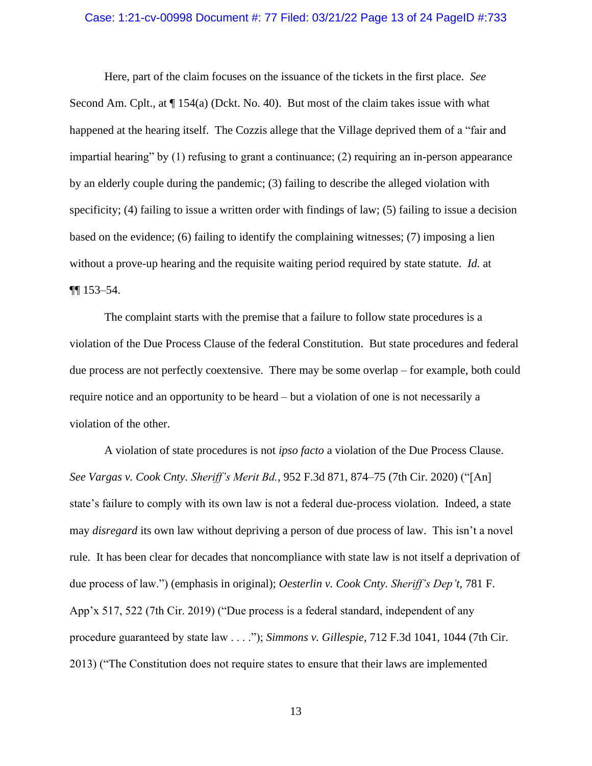Here, part of the claim focuses on the issuance of the tickets in the first place. *See* Second Am. Cplt., at ¶ 154(a) (Dckt. No. 40). But most of the claim takes issue with what happened at the hearing itself. The Cozzis allege that the Village deprived them of a "fair and impartial hearing" by (1) refusing to grant a continuance; (2) requiring an in-person appearance by an elderly couple during the pandemic; (3) failing to describe the alleged violation with specificity; (4) failing to issue a written order with findings of law; (5) failing to issue a decision based on the evidence; (6) failing to identify the complaining witnesses; (7) imposing a lien without a prove-up hearing and the requisite waiting period required by state statute. *Id.* at ¶¶ 153–54.

The complaint starts with the premise that a failure to follow state procedures is a violation of the Due Process Clause of the federal Constitution. But state procedures and federal due process are not perfectly coextensive. There may be some overlap – for example, both could require notice and an opportunity to be heard – but a violation of one is not necessarily a violation of the other.

A violation of state procedures is not *ipso facto* a violation of the Due Process Clause. *See Vargas v. Cook Cnty. Sheriff's Merit Bd.*, 952 F.3d 871, 874–75 (7th Cir. 2020) ("[An] state's failure to comply with its own law is not a federal due-process violation. Indeed, a state may *disregard* its own law without depriving a person of due process of law. This isn't a novel rule. It has been clear for decades that noncompliance with state law is not itself a deprivation of due process of law.") (emphasis in original); *Oesterlin v. Cook Cnty. Sheriff's Dep't*, 781 F. App'x 517, 522 (7th Cir. 2019) ("Due process is a federal standard, independent of any procedure guaranteed by state law . . . ."); *Simmons v. Gillespie*, 712 F.3d 1041, 1044 (7th Cir. 2013) ("The Constitution does not require states to ensure that their laws are implemented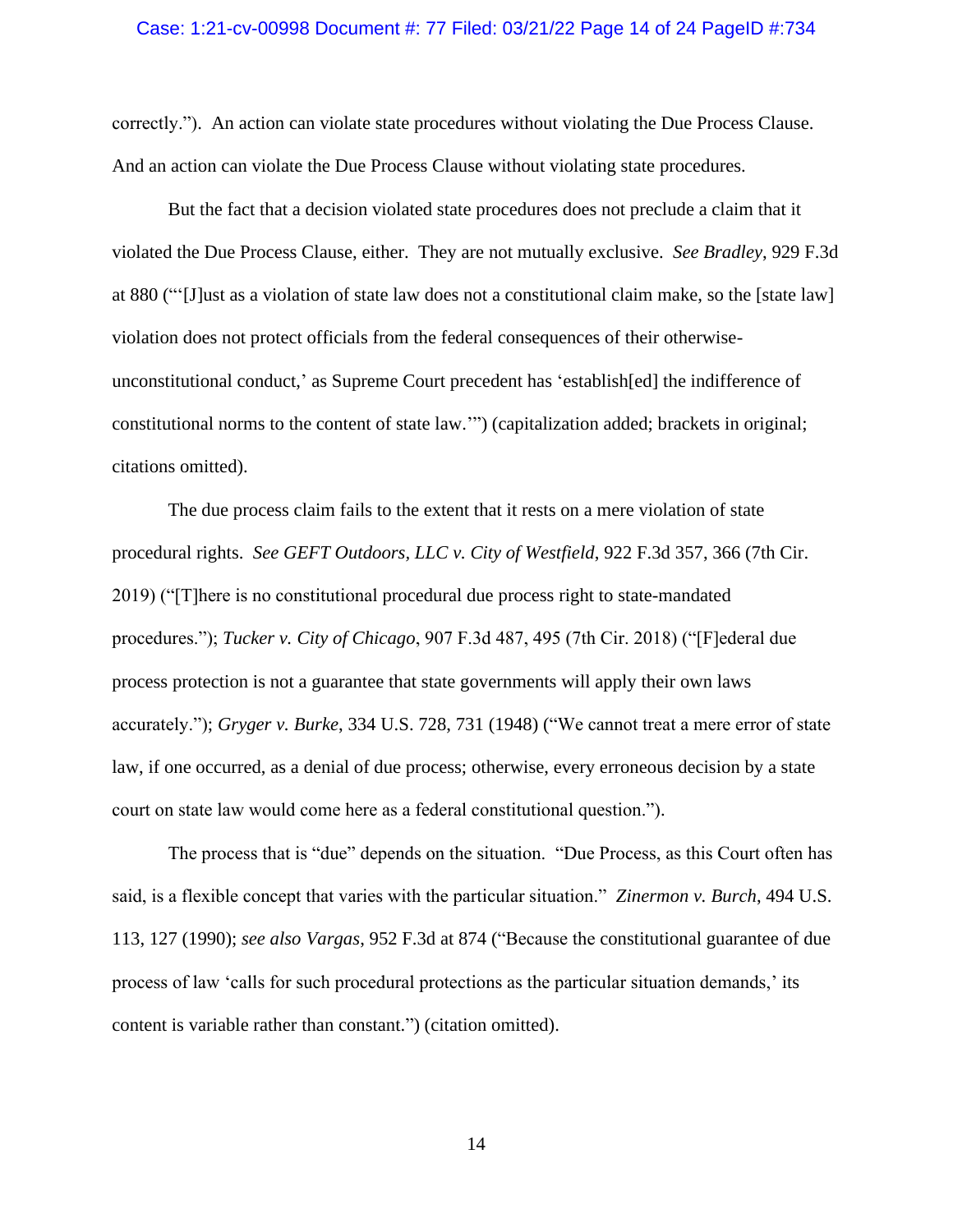correctly."). An action can violate state procedures without violating the Due Process Clause. And an action can violate the Due Process Clause without violating state procedures.

But the fact that a decision violated state procedures does not preclude a claim that it violated the Due Process Clause, either. They are not mutually exclusive. *See Bradley*, 929 F.3d at 880 ("'[J]ust as a violation of state law does not a constitutional claim make, so the [state law] violation does not protect officials from the federal consequences of their otherwise-unconstitutional conduct,' as Supreme Court precedent has 'establish[ed] the indifference of constitutional norms to the content of state law.'") (capitalization added; brackets in original; citations omitted).

The due process claim fails to the extent that it rests on a mere violation of state procedural rights. *See GEFT Outdoors, LLC v. City of Westfield*, 922 F.3d 357, 366 (7th Cir. 2019) ("[T]here is no constitutional procedural due process right to state-mandated procedures."); *Tucker v. City of Chicago*, 907 F.3d 487, 495 (7th Cir. 2018) ("[F]ederal due process protection is not a guarantee that state governments will apply their own laws accurately."); *Gryger v. Burke*, 334 U.S. 728, 731 (1948) ("We cannot treat a mere error of state law, if one occurred, as a denial of due process; otherwise, every erroneous decision by a state court on state law would come here as a federal constitutional question.").

The process that is "due" depends on the situation. "Due Process, as this Court often has said, is a flexible concept that varies with the particular situation." *Zinermon v. Burch*, 494 U.S. 113, 127 (1990); *see also Vargas*, 952 F.3d at 874 ("Because the constitutional guarantee of due process of law 'calls for such procedural protections as the particular situation demands,' its content is variable rather than constant.") (citation omitted).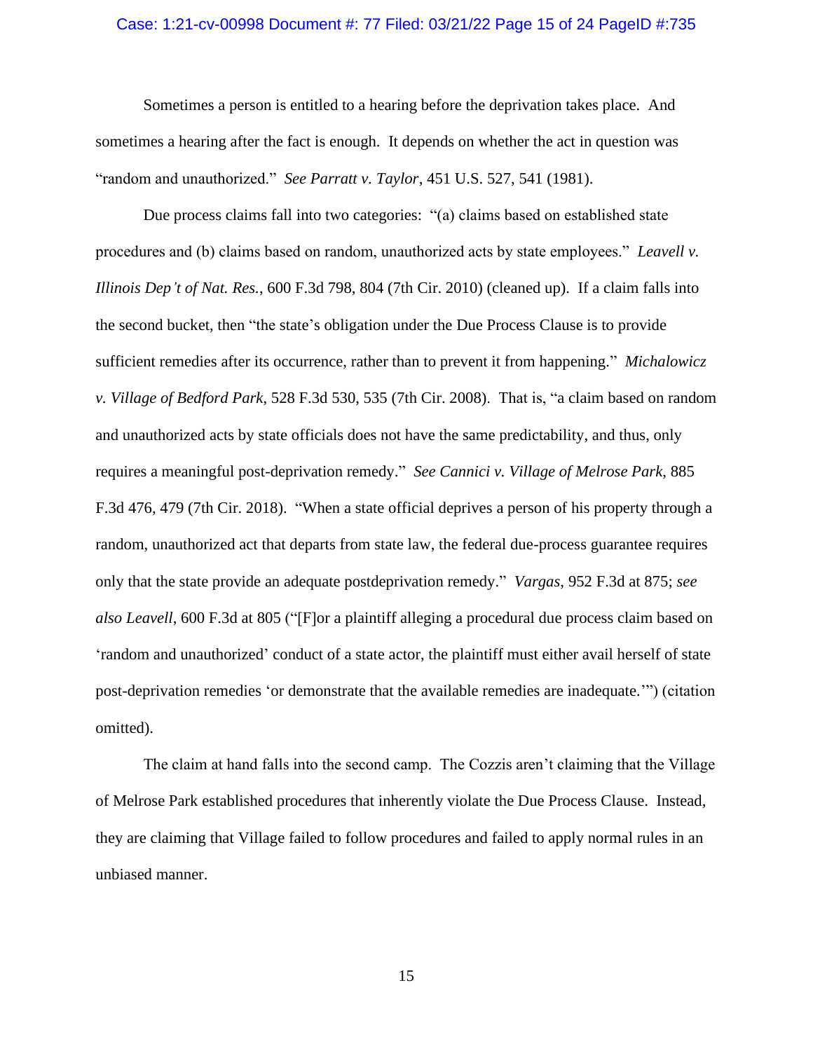Sometimes a person is entitled to a hearing before the deprivation takes place. And sometimes a hearing after the fact is enough. It depends on whether the act in question was "random and unauthorized." *See Parratt v. Taylor*, 451 U.S. 527, 541 (1981).

Due process claims fall into two categories: "(a) claims based on established state procedures and (b) claims based on random, unauthorized acts by state employees." *Leavell v. Illinois Dep't of Nat. Res.*, 600 F.3d 798, 804 (7th Cir. 2010) (cleaned up). If a claim falls into the second bucket, then "the state's obligation under the Due Process Clause is to provide sufficient remedies after its occurrence, rather than to prevent it from happening." *Michalowicz v. Village of Bedford Park*, 528 F.3d 530, 535 (7th Cir. 2008). That is, "a claim based on random and unauthorized acts by state officials does not have the same predictability, and thus, only requires a meaningful post-deprivation remedy." *See Cannici v. Village of Melrose Park*, 885 F.3d 476, 479 (7th Cir. 2018). "When a state official deprives a person of his property through a random, unauthorized act that departs from state law, the federal due-process guarantee requires only that the state provide an adequate postdeprivation remedy." *Vargas*, 952 F.3d at 875; *see also Leavell*, 600 F.3d at 805 ("[F]or a plaintiff alleging a procedural due process claim based on 'random and unauthorized' conduct of a state actor, the plaintiff must either avail herself of state post-deprivation remedies 'or demonstrate that the available remedies are inadequate.'") (citation omitted).

The claim at hand falls into the second camp. The Cozzis aren't claiming that the Village of Melrose Park established procedures that inherently violate the Due Process Clause. Instead, they are claiming that Village failed to follow procedures and failed to apply normal rules in an unbiased manner.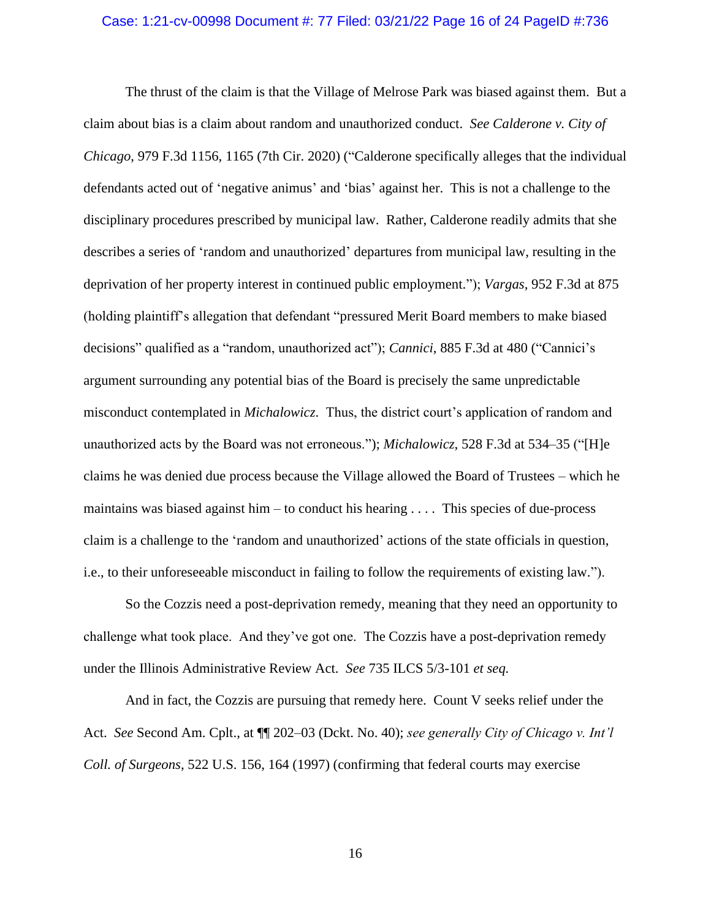The thrust of the claim is that the Village of Melrose Park was biased against them. But a claim about bias is a claim about random and unauthorized conduct. *See Calderone v. City of Chicago*, 979 F.3d 1156, 1165 (7th Cir. 2020) ("Calderone specifically alleges that the individual defendants acted out of 'negative animus' and 'bias' against her. This is not a challenge to the disciplinary procedures prescribed by municipal law. Rather, Calderone readily admits that she describes a series of 'random and unauthorized' departures from municipal law, resulting in the deprivation of her property interest in continued public employment."); *Vargas*, 952 F.3d at 875 (holding plaintiff's allegation that defendant "pressured Merit Board members to make biased decisions" qualified as a "random, unauthorized act"); *Cannici*, 885 F.3d at 480 ("Cannici's argument surrounding any potential bias of the Board is precisely the same unpredictable misconduct contemplated in *Michalowicz*. Thus, the district court's application of random and unauthorized acts by the Board was not erroneous."); *Michalowicz*, 528 F.3d at 534–35 ("[H]e claims he was denied due process because the Village allowed the Board of Trustees – which he maintains was biased against him – to conduct his hearing . . . . This species of due-process claim is a challenge to the 'random and unauthorized' actions of the state officials in question, i.e., to their unforeseeable misconduct in failing to follow the requirements of existing law.").

So the Cozzis need a post-deprivation remedy, meaning that they need an opportunity to challenge what took place. And they've got one. The Cozzis have a post-deprivation remedy under the Illinois Administrative Review Act. *See* 735 ILCS 5/3-101 *et seq.*

And in fact, the Cozzis are pursuing that remedy here. Count V seeks relief under the Act. *See* Second Am. Cplt., at ¶¶ 202–03 (Dckt. No. 40); *see generally City of Chicago v. Int'l Coll. of Surgeons*, 522 U.S. 156, 164 (1997) (confirming that federal courts may exercise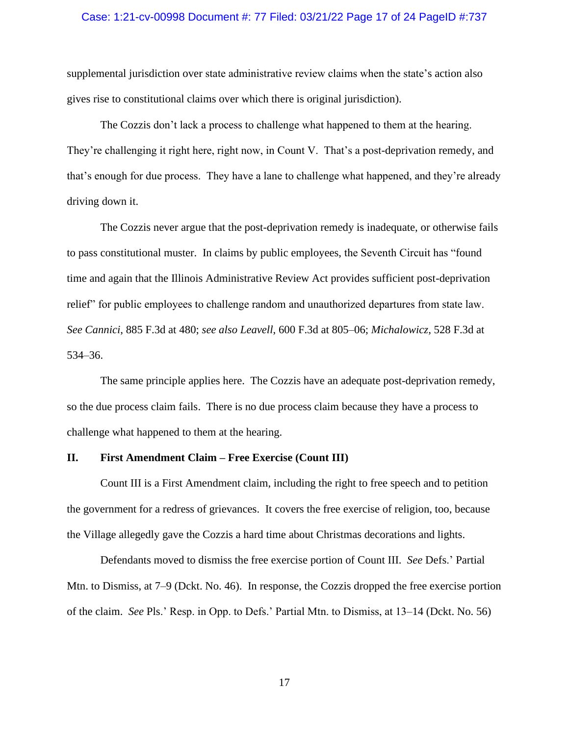supplemental jurisdiction over state administrative review claims when the state's action also gives rise to constitutional claims over which there is original jurisdiction).

The Cozzis don't lack a process to challenge what happened to them at the hearing. They're challenging it right here, right now, in Count V. That's a post-deprivation remedy, and that's enough for due process. They have a lane to challenge what happened, and they're already driving down it.

The Cozzis never argue that the post-deprivation remedy is inadequate, or otherwise fails to pass constitutional muster. In claims by public employees, the Seventh Circuit has "found time and again that the Illinois Administrative Review Act provides sufficient post-deprivation relief" for public employees to challenge random and unauthorized departures from state law. *See Cannici*, 885 F.3d at 480; *see also Leavell*, 600 F.3d at 805–06; *Michalowicz*, 528 F.3d at 534–36.

The same principle applies here. The Cozzis have an adequate post-deprivation remedy, so the due process claim fails. There is no due process claim because they have a process to challenge what happened to them at the hearing.

## II. First Amendment Claim – Free Exercise (Count III)

Count III is a First Amendment claim, including the right to free speech and to petition the government for a redress of grievances. It covers the free exercise of religion, too, because the Village allegedly gave the Cozzis a hard time about Christmas decorations and lights.

Defendants moved to dismiss the free exercise portion of Count III. *See* Defs.' Partial Mtn. to Dismiss, at 7–9 (Dckt. No. 46). In response, the Cozzis dropped the free exercise portion of the claim. *See* Pls.' Resp. in Opp. to Defs.' Partial Mtn. to Dismiss, at 13–14 (Dckt. No. 56)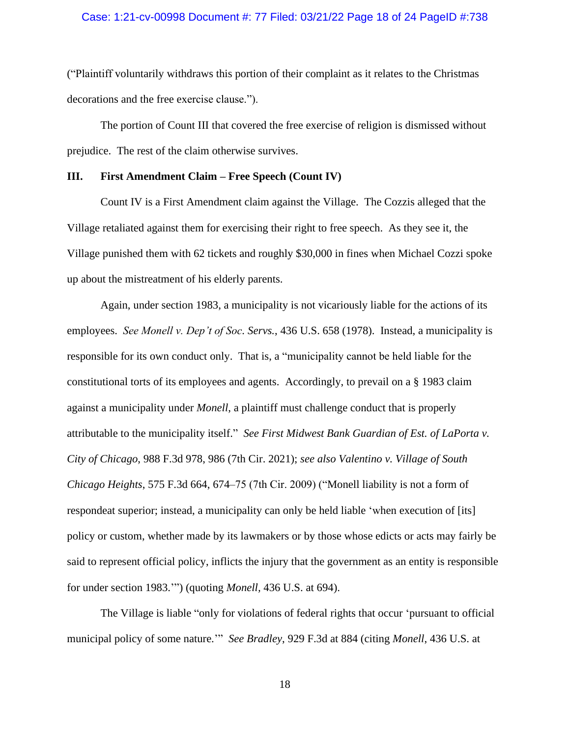("Plaintiff voluntarily withdraws this portion of their complaint as it relates to the Christmas decorations and the free exercise clause.").

The portion of Count III that covered the free exercise of religion is dismissed without prejudice. The rest of the claim otherwise survives.

## III. First Amendment Claim – Free Speech (Count IV)

Count IV is a First Amendment claim against the Village. The Cozzis alleged that the Village retaliated against them for exercising their right to free speech. As they see it, the Village punished them with 62 tickets and roughly $30,000 in fines when Michael Cozzi spoke up about the mistreatment of his elderly parents.

Again, under section 1983, a municipality is not vicariously liable for the actions of its employees. *See Monell v. Dep't of Soc. Servs.*, 436 U.S. 658 (1978). Instead, a municipality is responsible for its own conduct only. That is, a "municipality cannot be held liable for the constitutional torts of its employees and agents. Accordingly, to prevail on a § 1983 claim against a municipality under *Monell*, a plaintiff must challenge conduct that is properly attributable to the municipality itself." *See First Midwest Bank Guardian of Est. of LaPorta v. City of Chicago*, 988 F.3d 978, 986 (7th Cir. 2021); *see also Valentino v. Village of South Chicago Heights*, 575 F.3d 664, 674–75 (7th Cir. 2009) ("Monell liability is not a form of respondeat superior; instead, a municipality can only be held liable 'when execution of [its] policy or custom, whether made by its lawmakers or by those whose edicts or acts may fairly be said to represent official policy, inflicts the injury that the government as an entity is responsible for under section 1983.'") (quoting *Monell*, 436 U.S. at 694).

The Village is liable "only for violations of federal rights that occur 'pursuant to official municipal policy of some nature.'" *See Bradley*, 929 F.3d at 884 (citing *Monell*, 436 U.S. at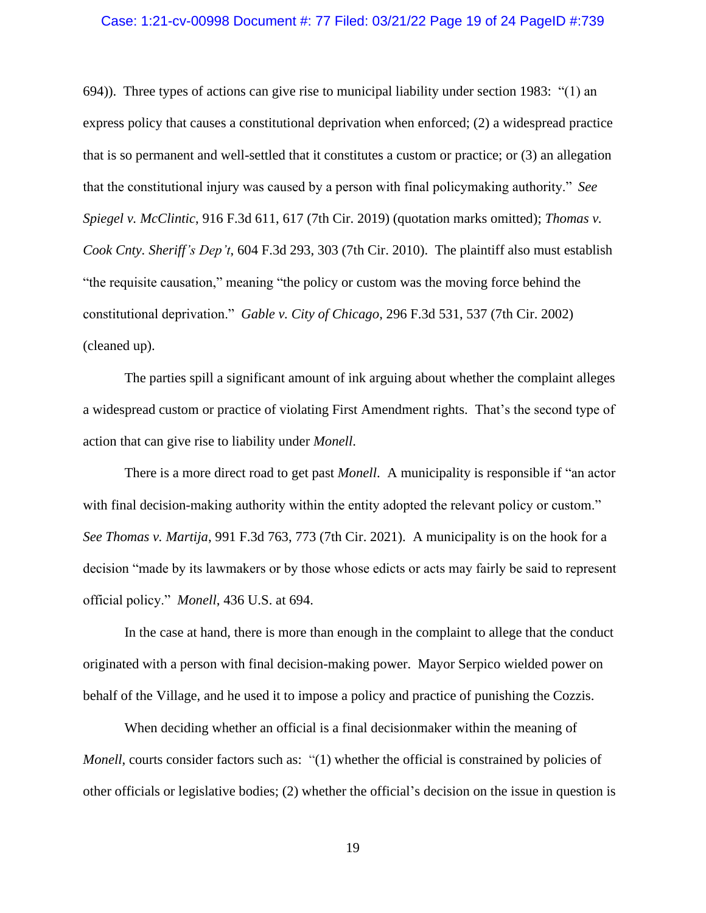694)). Three types of actions can give rise to municipal liability under section 1983: "(1) an express policy that causes a constitutional deprivation when enforced; (2) a widespread practice that is so permanent and well-settled that it constitutes a custom or practice; or (3) an allegation that the constitutional injury was caused by a person with final policymaking authority." *See Spiegel v. McClintic*, 916 F.3d 611, 617 (7th Cir. 2019) (quotation marks omitted); *Thomas v. Cook Cnty. Sheriff's Dep't*, 604 F.3d 293, 303 (7th Cir. 2010). The plaintiff also must establish "the requisite causation," meaning "the policy or custom was the moving force behind the constitutional deprivation." *Gable v. City of Chicago*, 296 F.3d 531, 537 (7th Cir. 2002) (cleaned up).

The parties spill a significant amount of ink arguing about whether the complaint alleges a widespread custom or practice of violating First Amendment rights. That's the second type of action that can give rise to liability under *Monell*.

There is a more direct road to get past *Monell*. A municipality is responsible if "an actor with final decision-making authority within the entity adopted the relevant policy or custom." *See Thomas v. Martija*, 991 F.3d 763, 773 (7th Cir. 2021). A municipality is on the hook for a decision "made by its lawmakers or by those whose edicts or acts may fairly be said to represent official policy." *Monell*, 436 U.S. at 694.

In the case at hand, there is more than enough in the complaint to allege that the conduct originated with a person with final decision-making power. Mayor Serpico wielded power on behalf of the Village, and he used it to impose a policy and practice of punishing the Cozzis.

When deciding whether an official is a final decisionmaker within the meaning of *Monell*, courts consider factors such as: "(1) whether the official is constrained by policies of other officials or legislative bodies; (2) whether the official's decision on the issue in question is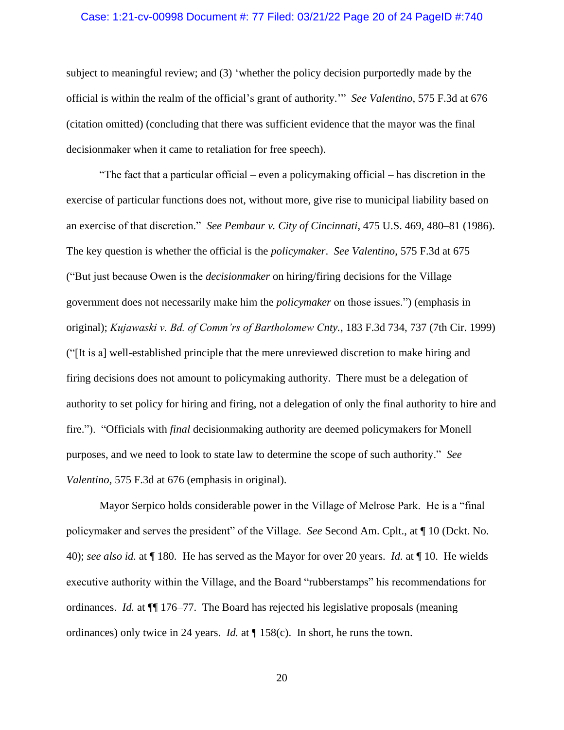subject to meaningful review; and (3) 'whether the policy decision purportedly made by the official is within the realm of the official's grant of authority.'" *See Valentino*, 575 F.3d at 676 (citation omitted) (concluding that there was sufficient evidence that the mayor was the final decisionmaker when it came to retaliation for free speech).

"The fact that a particular official – even a policymaking official – has discretion in the exercise of particular functions does not, without more, give rise to municipal liability based on an exercise of that discretion." *See Pembaur v. City of Cincinnati*, 475 U.S. 469, 480–81 (1986). The key question is whether the official is the *policymaker*. *See Valentino*, 575 F.3d at 675 ("But just because Owen is the *decisionmaker* on hiring/firing decisions for the Village government does not necessarily make him the *policymaker* on those issues.") (emphasis in original); *Kujawaski v. Bd. of Comm'rs of Bartholomew Cnty.*, 183 F.3d 734, 737 (7th Cir. 1999) ("[It is a] well-established principle that the mere unreviewed discretion to make hiring and firing decisions does not amount to policymaking authority. There must be a delegation of authority to set policy for hiring and firing, not a delegation of only the final authority to hire and fire."). "Officials with *final* decisionmaking authority are deemed policymakers for Monell purposes, and we need to look to state law to determine the scope of such authority." *See Valentino*, 575 F.3d at 676 (emphasis in original).

Mayor Serpico holds considerable power in the Village of Melrose Park. He is a "final policymaker and serves the president" of the Village. *See* Second Am. Cplt., at ¶ 10 (Dckt. No. 40); *see also id.* at ¶ 180. He has served as the Mayor for over 20 years. *Id.* at ¶ 10. He wields executive authority within the Village, and the Board "rubberstamps" his recommendations for ordinances. *Id.* at ¶¶ 176–77. The Board has rejected his legislative proposals (meaning ordinances) only twice in 24 years. *Id.* at ¶ 158(c). In short, he runs the town.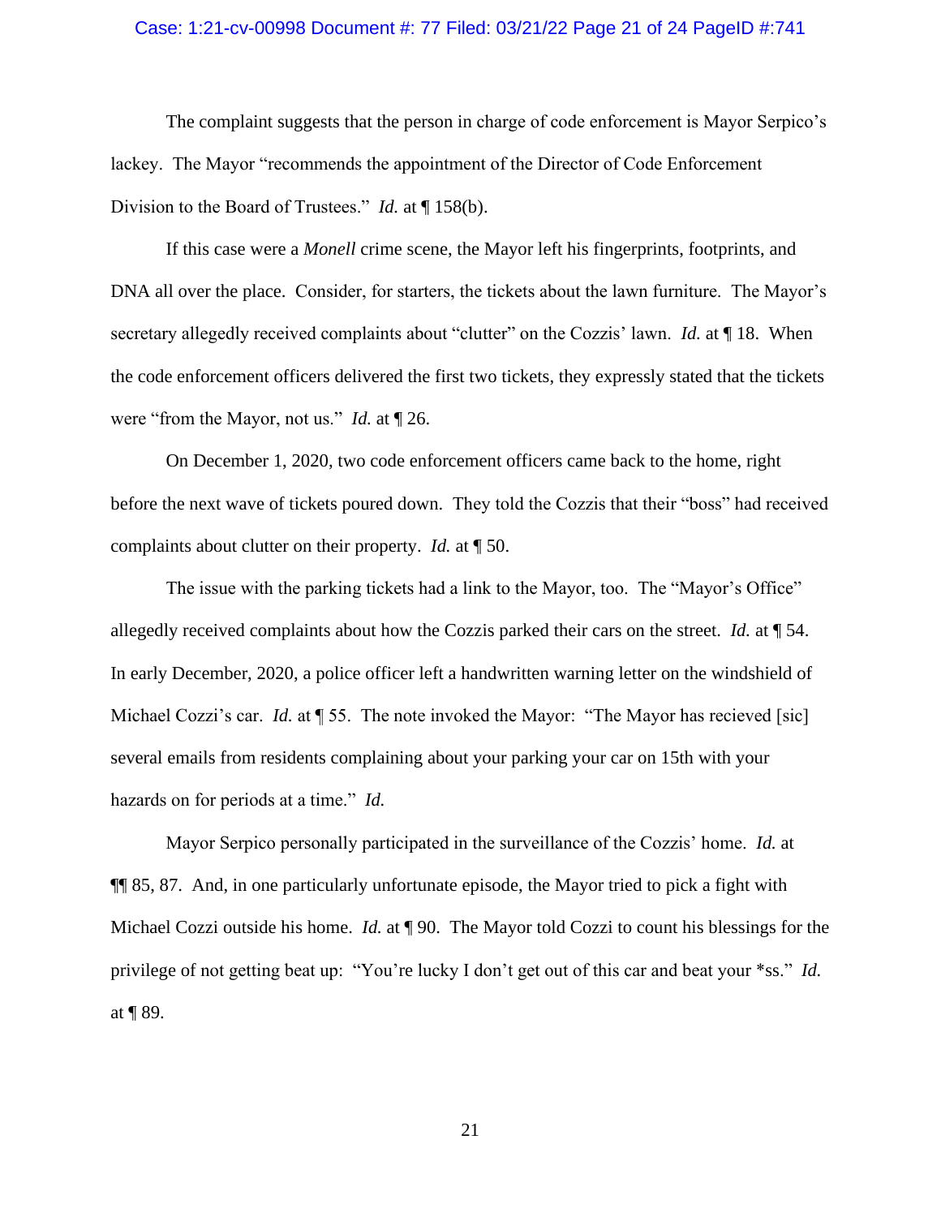The complaint suggests that the person in charge of code enforcement is Mayor Serpico's lackey. The Mayor "recommends the appointment of the Director of Code Enforcement Division to the Board of Trustees." *Id.* at ¶ 158(b).

If this case were a *Monell* crime scene, the Mayor left his fingerprints, footprints, and DNA all over the place. Consider, for starters, the tickets about the lawn furniture. The Mayor's secretary allegedly received complaints about "clutter" on the Cozzis' lawn. *Id.* at ¶ 18. When the code enforcement officers delivered the first two tickets, they expressly stated that the tickets were "from the Mayor, not us." *Id.* at ¶ 26.

On December 1, 2020, two code enforcement officers came back to the home, right before the next wave of tickets poured down. They told the Cozzis that their "boss" had received complaints about clutter on their property. *Id.* at ¶ 50.

The issue with the parking tickets had a link to the Mayor, too. The "Mayor's Office" allegedly received complaints about how the Cozzis parked their cars on the street. *Id.* at ¶ 54. In early December, 2020, a police officer left a handwritten warning letter on the windshield of Michael Cozzi's car. *Id.* at ¶ 55. The note invoked the Mayor: "The Mayor has recieved [sic] several emails from residents complaining about your parking your car on 15th with your hazards on for periods at a time." *Id.*

Mayor Serpico personally participated in the surveillance of the Cozzis' home. *Id.* at ¶¶ 85, 87. And, in one particularly unfortunate episode, the Mayor tried to pick a fight with Michael Cozzi outside his home. *Id.* at ¶ 90. The Mayor told Cozzi to count his blessings for the privilege of not getting beat up: "You're lucky I don't get out of this car and beat your *ss." *Id.* at ¶ 89.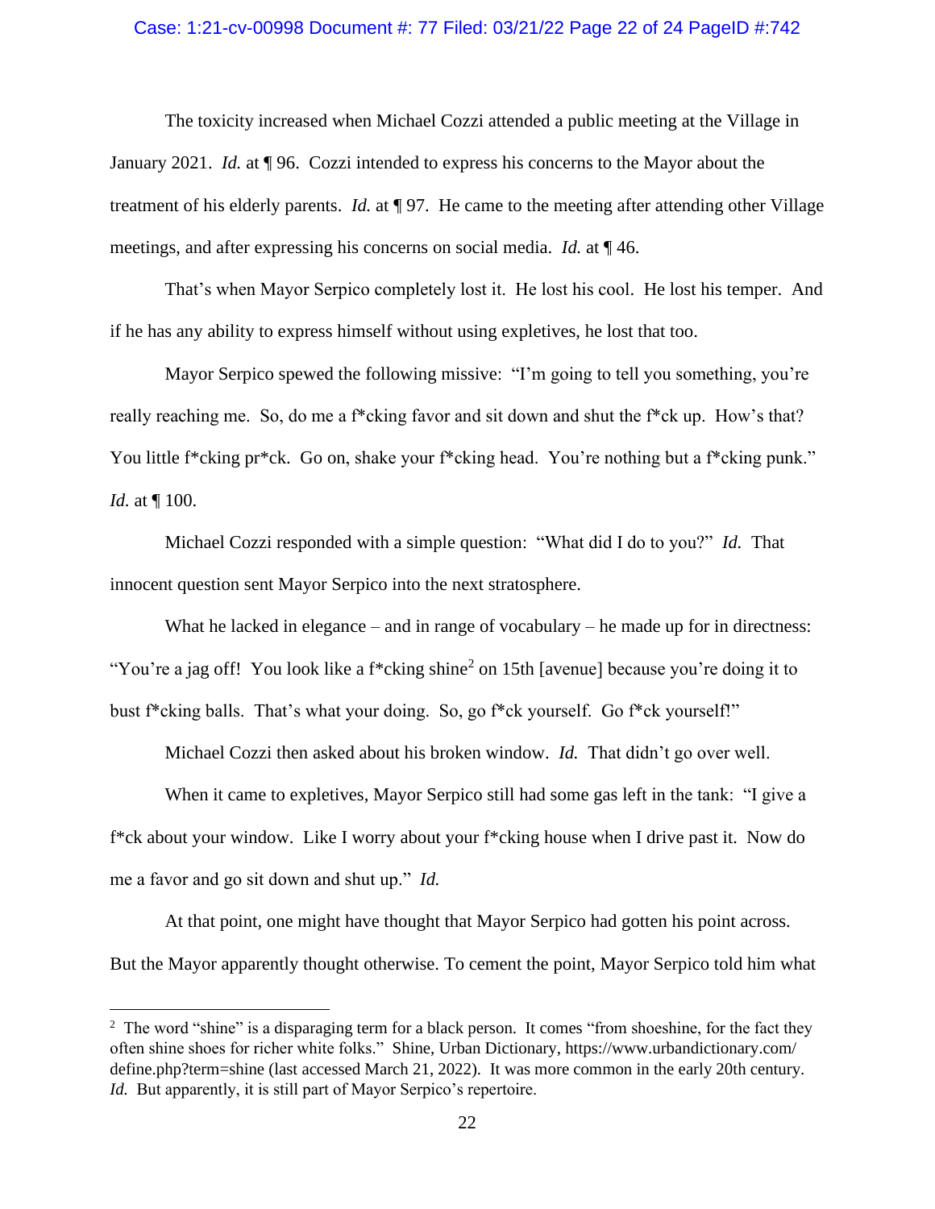The toxicity increased when Michael Cozzi attended a public meeting at the Village in January 2021. *Id.* at ¶ 96. Cozzi intended to express his concerns to the Mayor about the treatment of his elderly parents. *Id.* at ¶ 97. He came to the meeting after attending other Village meetings, and after expressing his concerns on social media. *Id.* at ¶ 46.

That's when Mayor Serpico completely lost it. He lost his cool. He lost his temper. And if he has any ability to express himself without using expletives, he lost that too.

Mayor Serpico spewed the following missive: "I'm going to tell you something, you're really reaching me. So, do me a f*cking favor and sit down and shut the f*ck up. How's that? You little f*cking pr*ck. Go on, shake your f*cking head. You're nothing but a f*cking punk." *Id.* at ¶ 100.

Michael Cozzi responded with a simple question: "What did I do to you?" *Id.* That innocent question sent Mayor Serpico into the next stratosphere.

What he lacked in elegance – and in range of vocabulary – he made up for in directness: "You're a jag off! You look like a f*cking shine[2] on 15th [avenue] because you're doing it to bust f*cking balls. That's what your doing. So, go f*ck yourself. Go f*ck yourself!"

Michael Cozzi then asked about his broken window. *Id.* That didn't go over well.

When it came to expletives, Mayor Serpico still had some gas left in the tank: "I give a f*ck about your window. Like I worry about your f*cking house when I drive past it. Now do me a favor and go sit down and shut up." *Id.*

At that point, one might have thought that Mayor Serpico had gotten his point across. But the Mayor apparently thought otherwise. To cement the point, Mayor Serpico told him what

---

[2] The word "shine" is a disparaging term for a black person. It comes "from shoeshine, for the fact they often shine shoes for richer white folks." Shine, Urban Dictionary, https://www.urbandictionary.com/define.php?term=shine (last accessed March 21, 2022). It was more common in the early 20th century. *Id.* But apparently, it is still part of Mayor Serpico's repertoire.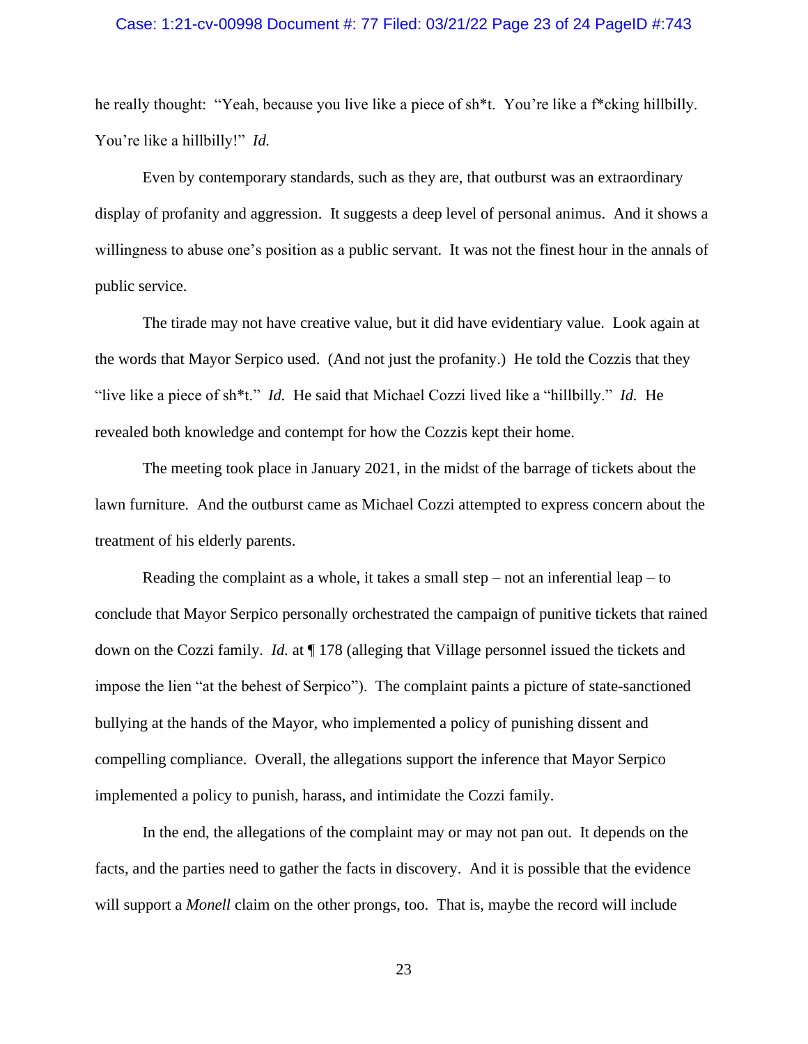he really thought: "Yeah, because you live like a piece of sh*t. You're like a f*cking hillbilly. You're like a hillbilly!" *Id.*

Even by contemporary standards, such as they are, that outburst was an extraordinary display of profanity and aggression. It suggests a deep level of personal animus. And it shows a willingness to abuse one's position as a public servant. It was not the finest hour in the annals of public service.

The tirade may not have creative value, but it did have evidentiary value. Look again at the words that Mayor Serpico used. (And not just the profanity.) He told the Cozzis that they "live like a piece of sh*t." *Id.* He said that Michael Cozzi lived like a "hillbilly." *Id.* He revealed both knowledge and contempt for how the Cozzis kept their home.

The meeting took place in January 2021, in the midst of the barrage of tickets about the lawn furniture. And the outburst came as Michael Cozzi attempted to express concern about the treatment of his elderly parents.

Reading the complaint as a whole, it takes a small step – not an inferential leap – to conclude that Mayor Serpico personally orchestrated the campaign of punitive tickets that rained down on the Cozzi family. *Id.* at ¶ 178 (alleging that Village personnel issued the tickets and impose the lien "at the behest of Serpico"). The complaint paints a picture of state-sanctioned bullying at the hands of the Mayor, who implemented a policy of punishing dissent and compelling compliance. Overall, the allegations support the inference that Mayor Serpico implemented a policy to punish, harass, and intimidate the Cozzi family.

In the end, the allegations of the complaint may or may not pan out. It depends on the facts, and the parties need to gather the facts in discovery. And it is possible that the evidence will support a *Monell* claim on the other prongs, too. That is, maybe the record will include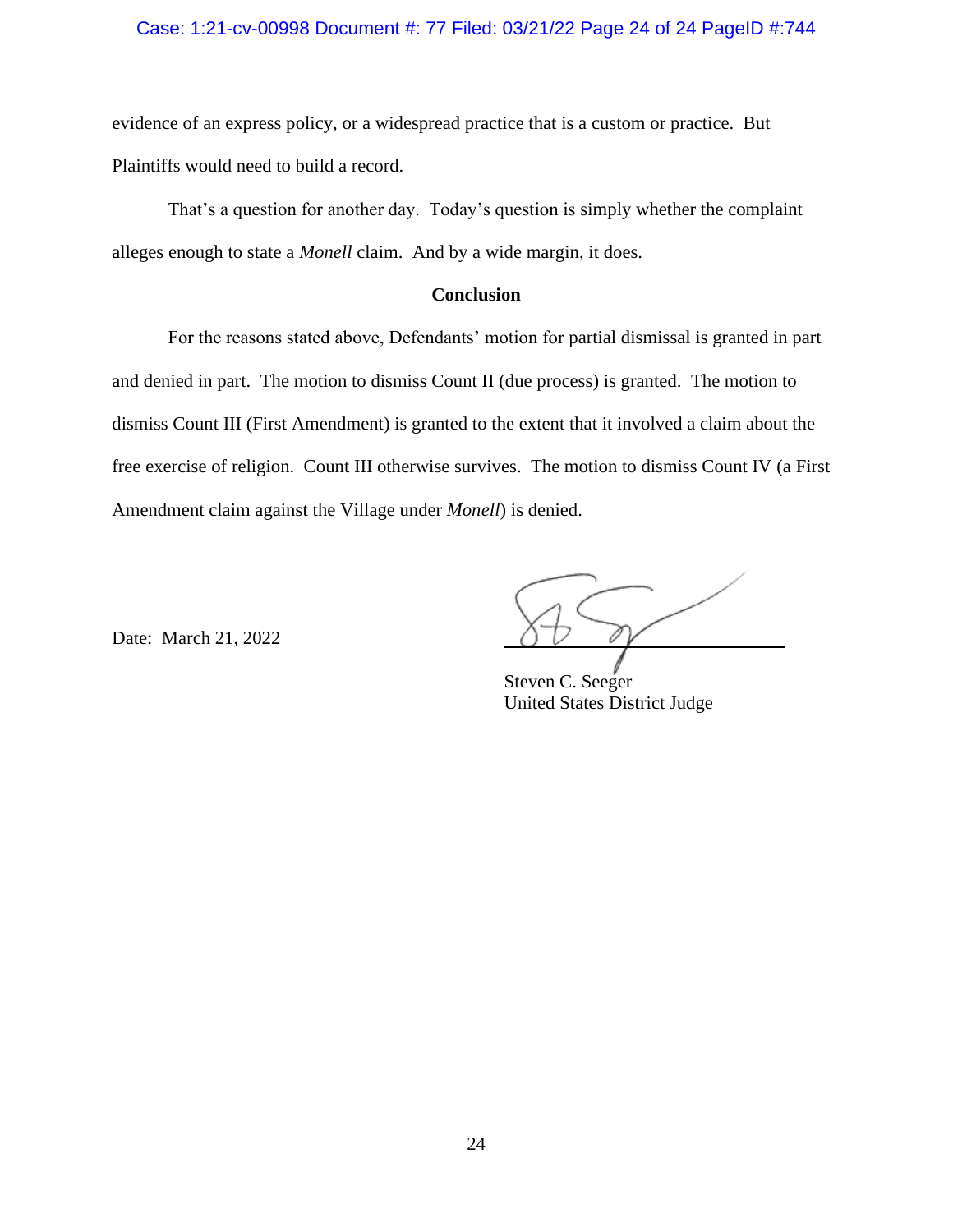evidence of an express policy, or a widespread practice that is a custom or practice. But Plaintiffs would need to build a record.

That's a question for another day. Today's question is simply whether the complaint alleges enough to state a *Monell* claim. And by a wide margin, it does.

**Conclusion**

For the reasons stated above, Defendants' motion for partial dismissal is granted in part and denied in part. The motion to dismiss Count II (due process) is granted. The motion to dismiss Count III (First Amendment) is granted to the extent that it involved a claim about the free exercise of religion. Count III otherwise survives. The motion to dismiss Count IV (a First Amendment claim against the Village under *Monell*) is denied.

Date: March 21, 2022

Steven C. Seeger
United States District Judge